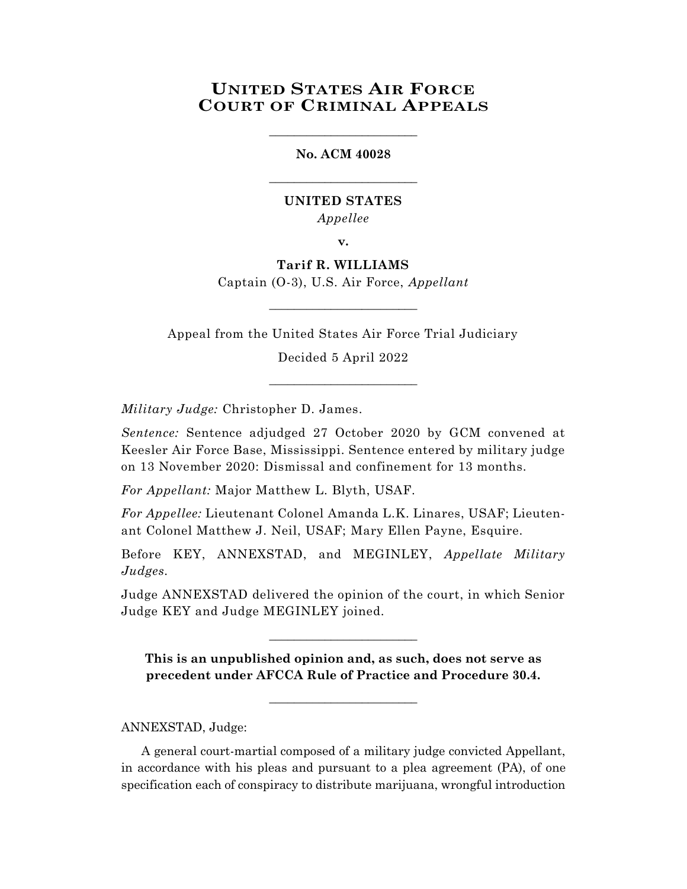# UNITED STATES AIR FORCE COURT OF CRIMINAL APPEALS

________________________

**No. ACM 40028**

________________________

**UNITED STATES**

*Appellee*

**v.**

**Tarif R. WILLIAMS**

Captain (O-3), U.S. Air Force, *Appellant*

________________________

Appeal from the United States Air Force Trial Judiciary

Decided 5 April 2022

________________________

*Military Judge:* Christopher D. James.

*Sentence:* Sentence adjudged 27 October 2020 by GCM convened at Keesler Air Force Base, Mississippi. Sentence entered by military judge on 13 November 2020: Dismissal and confinement for 13 months.

*For Appellant:* Major Matthew L. Blyth, USAF.

*For Appellee:* Lieutenant Colonel Amanda L.K. Linares, USAF; Lieutenant Colonel Matthew J. Neil, USAF; Mary Ellen Payne, Esquire.

Before KEY, ANNEXSTAD, and MEGINLEY, *Appellate Military Judges*.

Judge ANNEXSTAD delivered the opinion of the court, in which Senior Judge KEY and Judge MEGINLEY joined.

________________________

**This is an unpublished opinion and, as such, does not serve as precedent under AFCCA Rule of Practice and Procedure 30.4.**

________________________

ANNEXSTAD, Judge:

A general court-martial composed of a military judge convicted Appellant, in accordance with his pleas and pursuant to a plea agreement (PA), of one specification each of conspiracy to distribute marijuana, wrongful introduction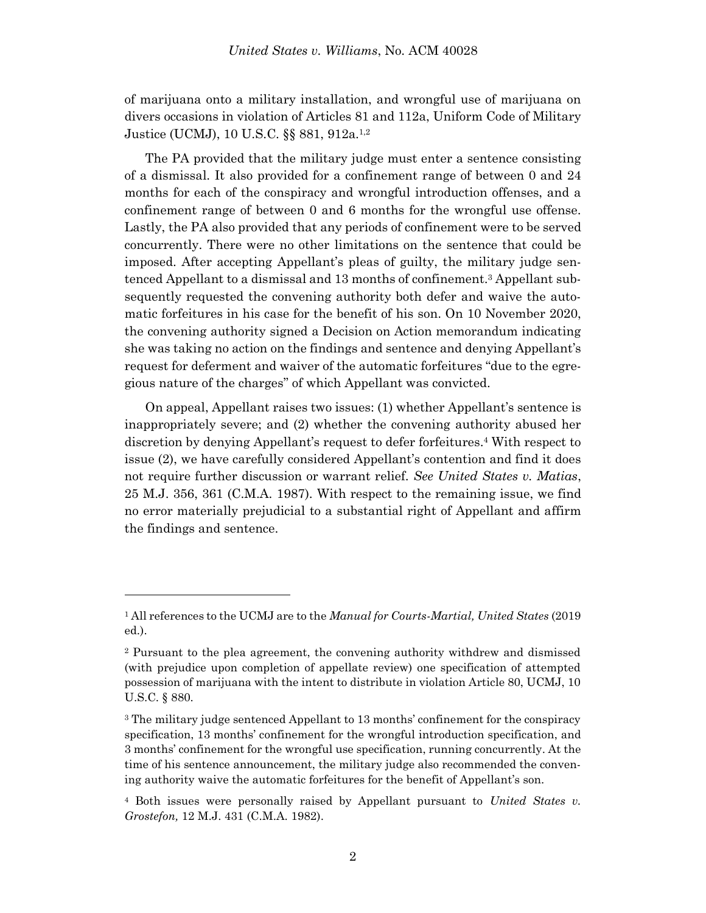of marijuana onto a military installation, and wrongful use of marijuana on divers occasions in violation of Articles 81 and 112a, Uniform Code of Military Justice (UCMJ), 10 U.S.C. §§ 881, 912a.[1,2]

The PA provided that the military judge must enter a sentence consisting of a dismissal. It also provided for a confinement range of between 0 and 24 months for each of the conspiracy and wrongful introduction offenses, and a confinement range of between 0 and 6 months for the wrongful use offense. Lastly, the PA also provided that any periods of confinement were to be served concurrently. There were no other limitations on the sentence that could be imposed. After accepting Appellant's pleas of guilty, the military judge sentenced Appellant to a dismissal and 13 months of confinement.[3] Appellant subsequently requested the convening authority both defer and waive the automatic forfeitures in his case for the benefit of his son. On 10 November 2020, the convening authority signed a Decision on Action memorandum indicating she was taking no action on the findings and sentence and denying Appellant's request for deferment and waiver of the automatic forfeitures "due to the egregious nature of the charges" of which Appellant was convicted.

On appeal, Appellant raises two issues: (1) whether Appellant's sentence is inappropriately severe; and (2) whether the convening authority abused her discretion by denying Appellant's request to defer forfeitures.[4] With respect to issue (2), we have carefully considered Appellant's contention and find it does not require further discussion or warrant relief. *See United States v. Matias*, 25 M.J. 356, 361 (C.M.A. 1987). With respect to the remaining issue, we find no error materially prejudicial to a substantial right of Appellant and affirm the findings and sentence.

---

[1] All references to the UCMJ are to the *Manual for Courts-Martial, United States* (2019 ed.).

[2] Pursuant to the plea agreement, the convening authority withdrew and dismissed (with prejudice upon completion of appellate review) one specification of attempted possession of marijuana with the intent to distribute in violation Article 80, UCMJ, 10 U.S.C. § 880.

[3] The military judge sentenced Appellant to 13 months' confinement for the conspiracy specification, 13 months' confinement for the wrongful introduction specification, and 3 months' confinement for the wrongful use specification, running concurrently. At the time of his sentence announcement, the military judge also recommended the convening authority waive the automatic forfeitures for the benefit of Appellant's son.

[4] Both issues were personally raised by Appellant pursuant to *United States v. Grostefon,* 12 M.J. 431 (C.M.A. 1982).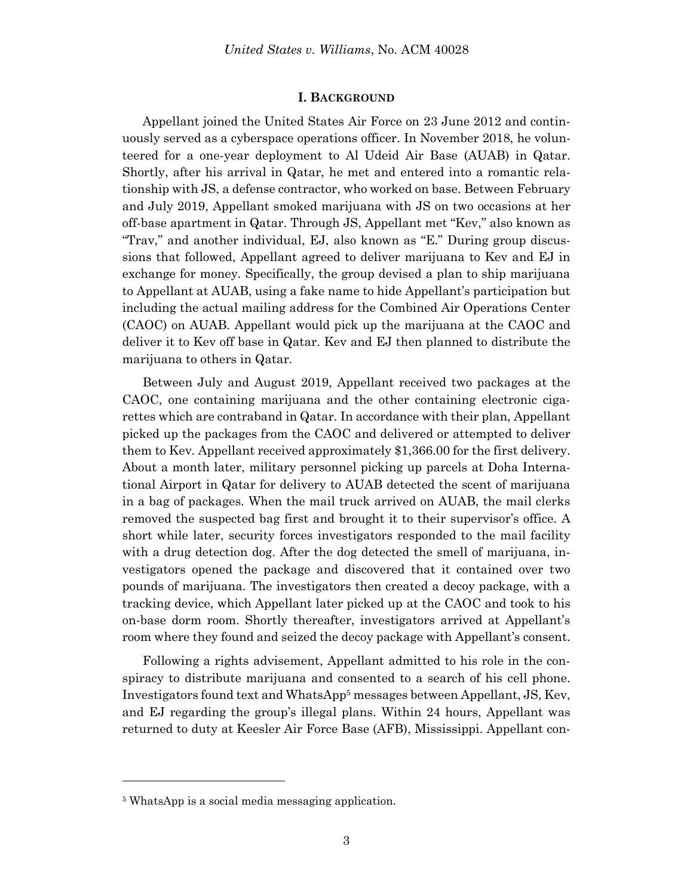## I. BACKGROUND

Appellant joined the United States Air Force on 23 June 2012 and continuously served as a cyberspace operations officer. In November 2018, he volunteered for a one-year deployment to Al Udeid Air Base (AUAB) in Qatar. Shortly, after his arrival in Qatar, he met and entered into a romantic relationship with JS, a defense contractor, who worked on base. Between February and July 2019, Appellant smoked marijuana with JS on two occasions at her off-base apartment in Qatar. Through JS, Appellant met "Kev," also known as "Trav," and another individual, EJ, also known as "E." During group discussions that followed, Appellant agreed to deliver marijuana to Kev and EJ in exchange for money. Specifically, the group devised a plan to ship marijuana to Appellant at AUAB, using a fake name to hide Appellant's participation but including the actual mailing address for the Combined Air Operations Center (CAOC) on AUAB. Appellant would pick up the marijuana at the CAOC and deliver it to Kev off base in Qatar. Kev and EJ then planned to distribute the marijuana to others in Qatar.

Between July and August 2019, Appellant received two packages at the CAOC, one containing marijuana and the other containing electronic cigarettes which are contraband in Qatar. In accordance with their plan, Appellant picked up the packages from the CAOC and delivered or attempted to deliver them to Kev. Appellant received approximately $1,366.00 for the first delivery. About a month later, military personnel picking up parcels at Doha International Airport in Qatar for delivery to AUAB detected the scent of marijuana in a bag of packages. When the mail truck arrived on AUAB, the mail clerks removed the suspected bag first and brought it to their supervisor's office. A short while later, security forces investigators responded to the mail facility with a drug detection dog. After the dog detected the smell of marijuana, investigators opened the package and discovered that it contained over two pounds of marijuana. The investigators then created a decoy package, with a tracking device, which Appellant later picked up at the CAOC and took to his on-base dorm room. Shortly thereafter, investigators arrived at Appellant's room where they found and seized the decoy package with Appellant's consent.

Following a rights advisement, Appellant admitted to his role in the conspiracy to distribute marijuana and consented to a search of his cell phone. Investigators found text and WhatsApp[5] messages between Appellant, JS, Kev, and EJ regarding the group's illegal plans. Within 24 hours, Appellant was returned to duty at Keesler Air Force Base (AFB), Mississippi. Appellant con-

---

[5] WhatsApp is a social media messaging application.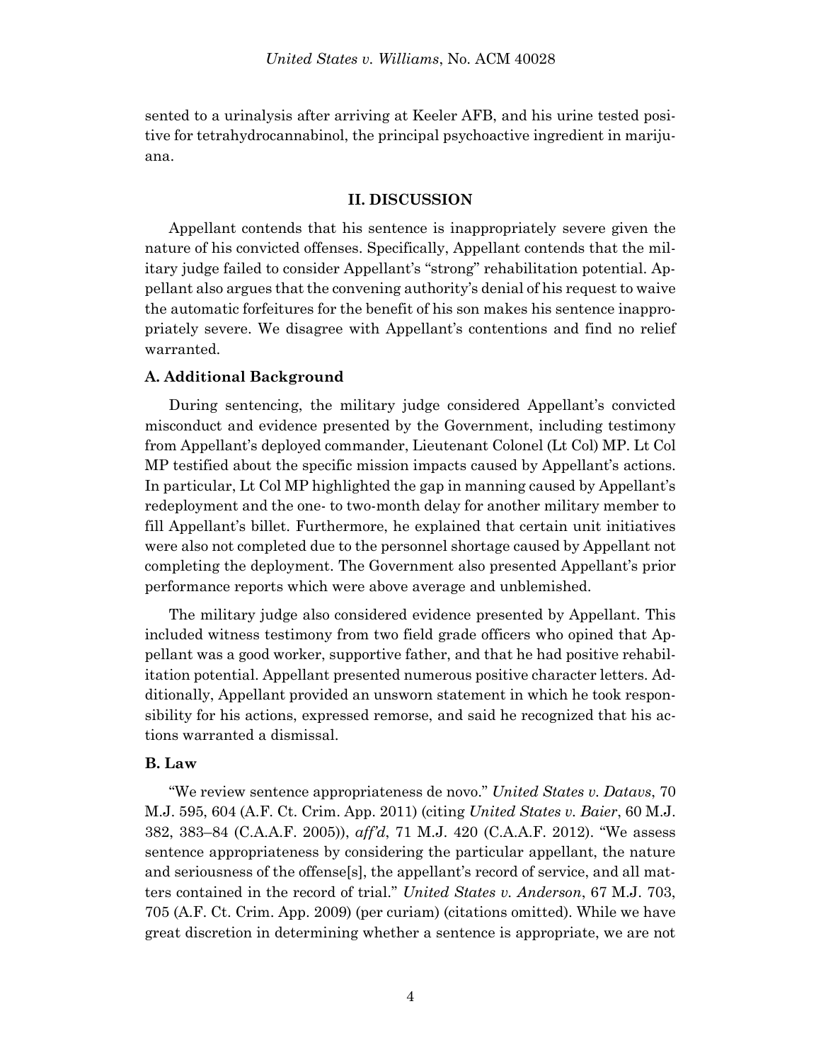sented to a urinalysis after arriving at Keeler AFB, and his urine tested positive for tetrahydrocannabinol, the principal psychoactive ingredient in marijuana.

## II. DISCUSSION

Appellant contends that his sentence is inappropriately severe given the nature of his convicted offenses. Specifically, Appellant contends that the military judge failed to consider Appellant's "strong" rehabilitation potential. Appellant also argues that the convening authority's denial of his request to waive the automatic forfeitures for the benefit of his son makes his sentence inappropriately severe. We disagree with Appellant's contentions and find no relief warranted.

### A. Additional Background

During sentencing, the military judge considered Appellant's convicted misconduct and evidence presented by the Government, including testimony from Appellant's deployed commander, Lieutenant Colonel (Lt Col) MP. Lt Col MP testified about the specific mission impacts caused by Appellant's actions. In particular, Lt Col MP highlighted the gap in manning caused by Appellant's redeployment and the one- to two-month delay for another military member to fill Appellant's billet. Furthermore, he explained that certain unit initiatives were also not completed due to the personnel shortage caused by Appellant not completing the deployment. The Government also presented Appellant's prior performance reports which were above average and unblemished.

The military judge also considered evidence presented by Appellant. This included witness testimony from two field grade officers who opined that Appellant was a good worker, supportive father, and that he had positive rehabilitation potential. Appellant presented numerous positive character letters. Additionally, Appellant provided an unsworn statement in which he took responsibility for his actions, expressed remorse, and said he recognized that his actions warranted a dismissal.

### B. Law

"We review sentence appropriateness de novo." *United States v. Datavs*, 70 M.J. 595, 604 (A.F. Ct. Crim. App. 2011) (citing *United States v. Baier*, 60 M.J. 382, 383–84 (C.A.A.F. 2005)), *aff'd*, 71 M.J. 420 (C.A.A.F. 2012). "We assess sentence appropriateness by considering the particular appellant, the nature and seriousness of the offense[s], the appellant's record of service, and all matters contained in the record of trial." *United States v. Anderson*, 67 M.J. 703, 705 (A.F. Ct. Crim. App. 2009) (per curiam) (citations omitted). While we have great discretion in determining whether a sentence is appropriate, we are not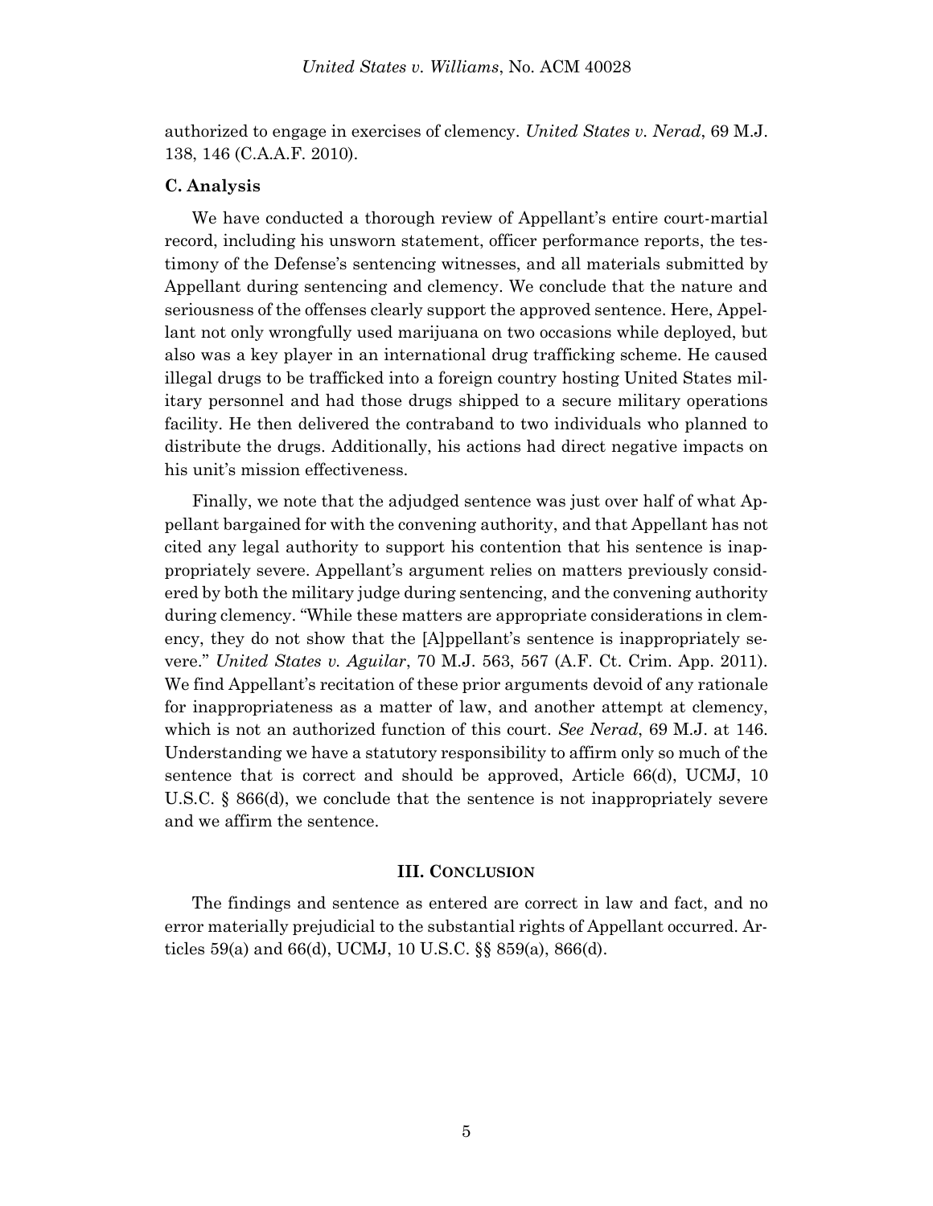authorized to engage in exercises of clemency. *United States v. Nerad*, 69 M.J. 138, 146 (C.A.A.F. 2010).

**C. Analysis**

We have conducted a thorough review of Appellant's entire court-martial record, including his unsworn statement, officer performance reports, the testimony of the Defense's sentencing witnesses, and all materials submitted by Appellant during sentencing and clemency. We conclude that the nature and seriousness of the offenses clearly support the approved sentence. Here, Appellant not only wrongfully used marijuana on two occasions while deployed, but also was a key player in an international drug trafficking scheme. He caused illegal drugs to be trafficked into a foreign country hosting United States military personnel and had those drugs shipped to a secure military operations facility. He then delivered the contraband to two individuals who planned to distribute the drugs. Additionally, his actions had direct negative impacts on his unit's mission effectiveness.

Finally, we note that the adjudged sentence was just over half of what Appellant bargained for with the convening authority, and that Appellant has not cited any legal authority to support his contention that his sentence is inappropriately severe. Appellant's argument relies on matters previously considered by both the military judge during sentencing, and the convening authority during clemency. "While these matters are appropriate considerations in clemency, they do not show that the [A]ppellant's sentence is inappropriately severe." *United States v. Aguilar*, 70 M.J. 563, 567 (A.F. Ct. Crim. App. 2011). We find Appellant's recitation of these prior arguments devoid of any rationale for inappropriateness as a matter of law, and another attempt at clemency, which is not an authorized function of this court. *See Nerad*, 69 M.J. at 146. Understanding we have a statutory responsibility to affirm only so much of the sentence that is correct and should be approved, Article 66(d), UCMJ, 10 U.S.C. § 866(d), we conclude that the sentence is not inappropriately severe and we affirm the sentence.

## III. CONCLUSION

The findings and sentence as entered are correct in law and fact, and no error materially prejudicial to the substantial rights of Appellant occurred. Articles 59(a) and 66(d), UCMJ, 10 U.S.C. §§ 859(a), 866(d).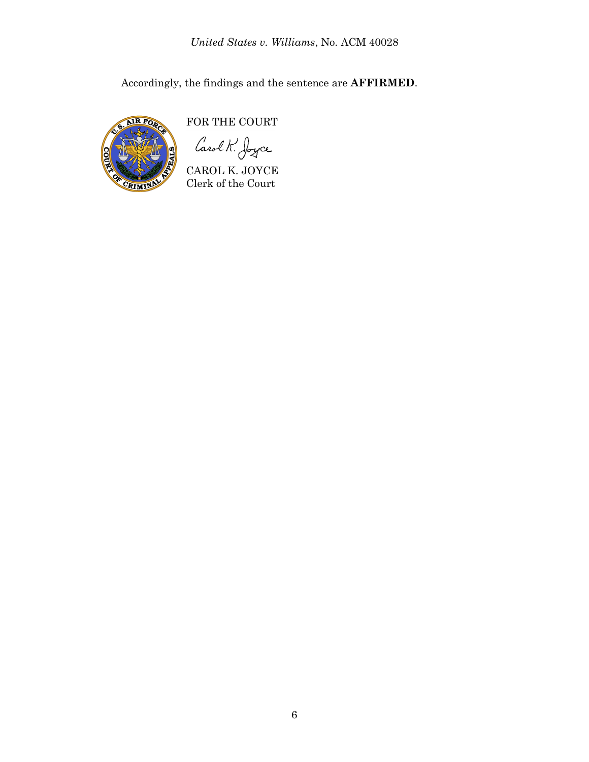Accordingly, the findings and the sentence are **AFFIRMED**.

FOR THE COURT

CAROL K. JOYCE
Clerk of the Court